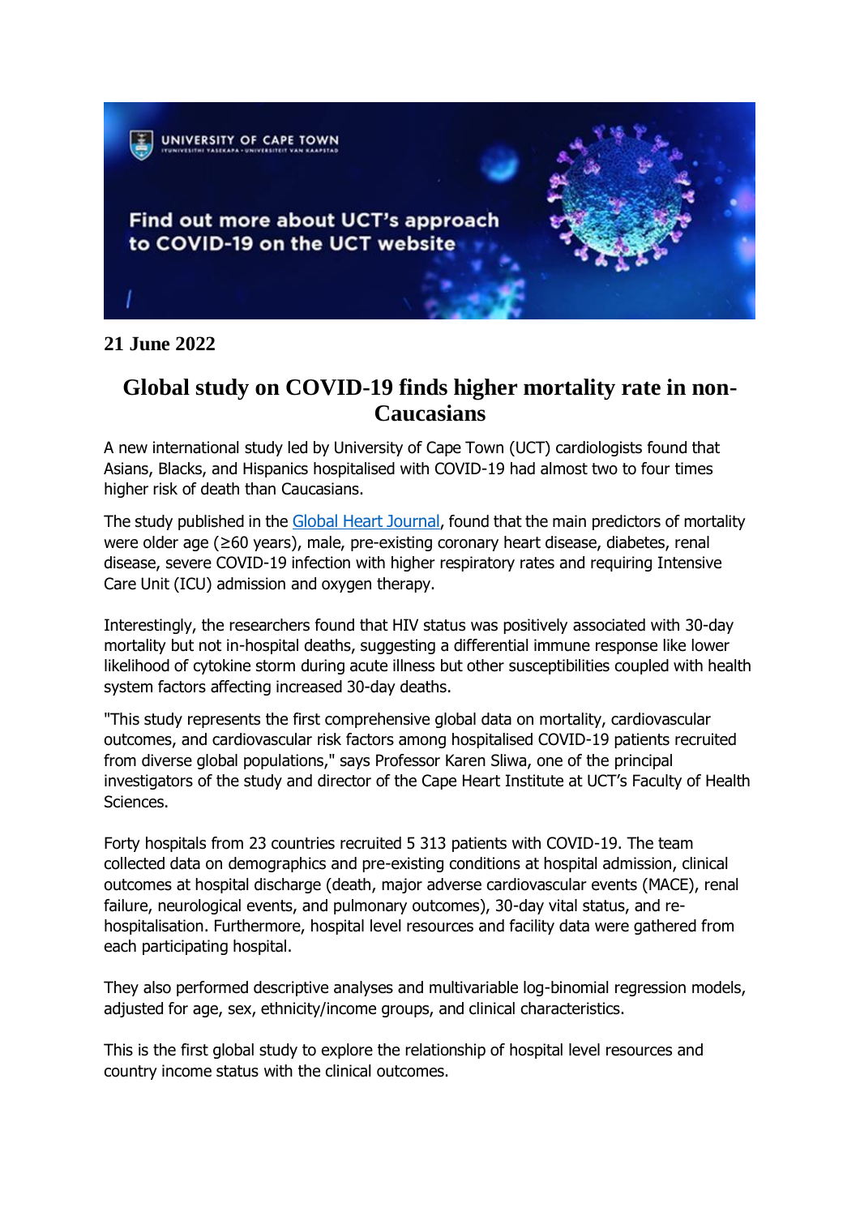**21 June 2022**

# Global study on COVID-19 finds higher mortality rate in non-Caucasians

A new international study led by University of Cape Town (UCT) cardiologists found that Asians, Blacks, and Hispanics hospitalised with COVID-19 had almost two to four times higher risk of death than Caucasians.

The study published in the [Global Heart Journal](), found that the main predictors of mortality were older age (≥60 years), male, pre-existing coronary heart disease, diabetes, renal disease, severe COVID-19 infection with higher respiratory rates and requiring Intensive Care Unit (ICU) admission and oxygen therapy.

Interestingly, the researchers found that HIV status was positively associated with 30-day mortality but not in-hospital deaths, suggesting a differential immune response like lower likelihood of cytokine storm during acute illness but other susceptibilities coupled with health system factors affecting increased 30-day deaths.

"This study represents the first comprehensive global data on mortality, cardiovascular outcomes, and cardiovascular risk factors among hospitalised COVID-19 patients recruited from diverse global populations," says Professor Karen Sliwa, one of the principal investigators of the study and director of the Cape Heart Institute at UCT's Faculty of Health Sciences.

Forty hospitals from 23 countries recruited 5 313 patients with COVID-19. The team collected data on demographics and pre-existing conditions at hospital admission, clinical outcomes at hospital discharge (death, major adverse cardiovascular events (MACE), renal failure, neurological events, and pulmonary outcomes), 30-day vital status, and re-hospitalisation. Furthermore, hospital level resources and facility data were gathered from each participating hospital.

They also performed descriptive analyses and multivariable log-binomial regression models, adjusted for age, sex, ethnicity/income groups, and clinical characteristics.

This is the first global study to explore the relationship of hospital level resources and country income status with the clinical outcomes.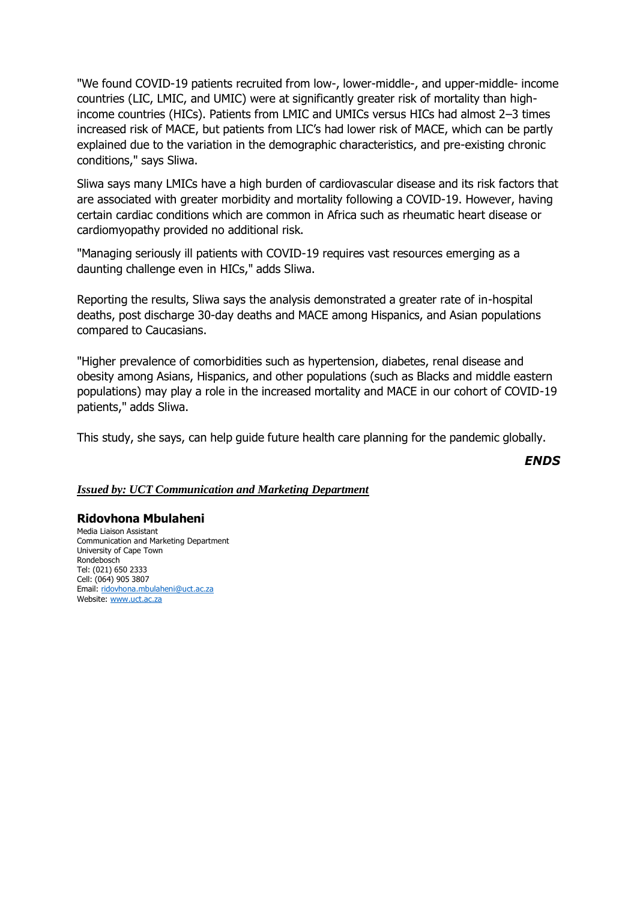"We found COVID-19 patients recruited from low-, lower-middle-, and upper-middle- income countries (LIC, LMIC, and UMIC) were at significantly greater risk of mortality than high-income countries (HICs). Patients from LMIC and UMICs versus HICs had almost 2–3 times increased risk of MACE, but patients from LIC's had lower risk of MACE, which can be partly explained due to the variation in the demographic characteristics, and pre-existing chronic conditions," says Sliwa.

Sliwa says many LMICs have a high burden of cardiovascular disease and its risk factors that are associated with greater morbidity and mortality following a COVID-19. However, having certain cardiac conditions which are common in Africa such as rheumatic heart disease or cardiomyopathy provided no additional risk.

"Managing seriously ill patients with COVID-19 requires vast resources emerging as a daunting challenge even in HICs," adds Sliwa.

Reporting the results, Sliwa says the analysis demonstrated a greater rate of in-hospital deaths, post discharge 30-day deaths and MACE among Hispanics, and Asian populations compared to Caucasians.

"Higher prevalence of comorbidities such as hypertension, diabetes, renal disease and obesity among Asians, Hispanics, and other populations (such as Blacks and middle eastern populations) may play a role in the increased mortality and MACE in our cohort of COVID-19 patients," adds Sliwa.

This study, she says, can help guide future health care planning for the pandemic globally.

***ENDS***

***Issued by: UCT Communication and Marketing Department***

**Ridovhona Mbulaheni**

Media Liaison Assistant
Communication and Marketing Department
University of Cape Town
Rondebosch
Tel: (021) 650 2333
Cell: (064) 905 3807
Email: ridovhona.mbulaheni@uct.ac.za
Website: www.uct.ac.za